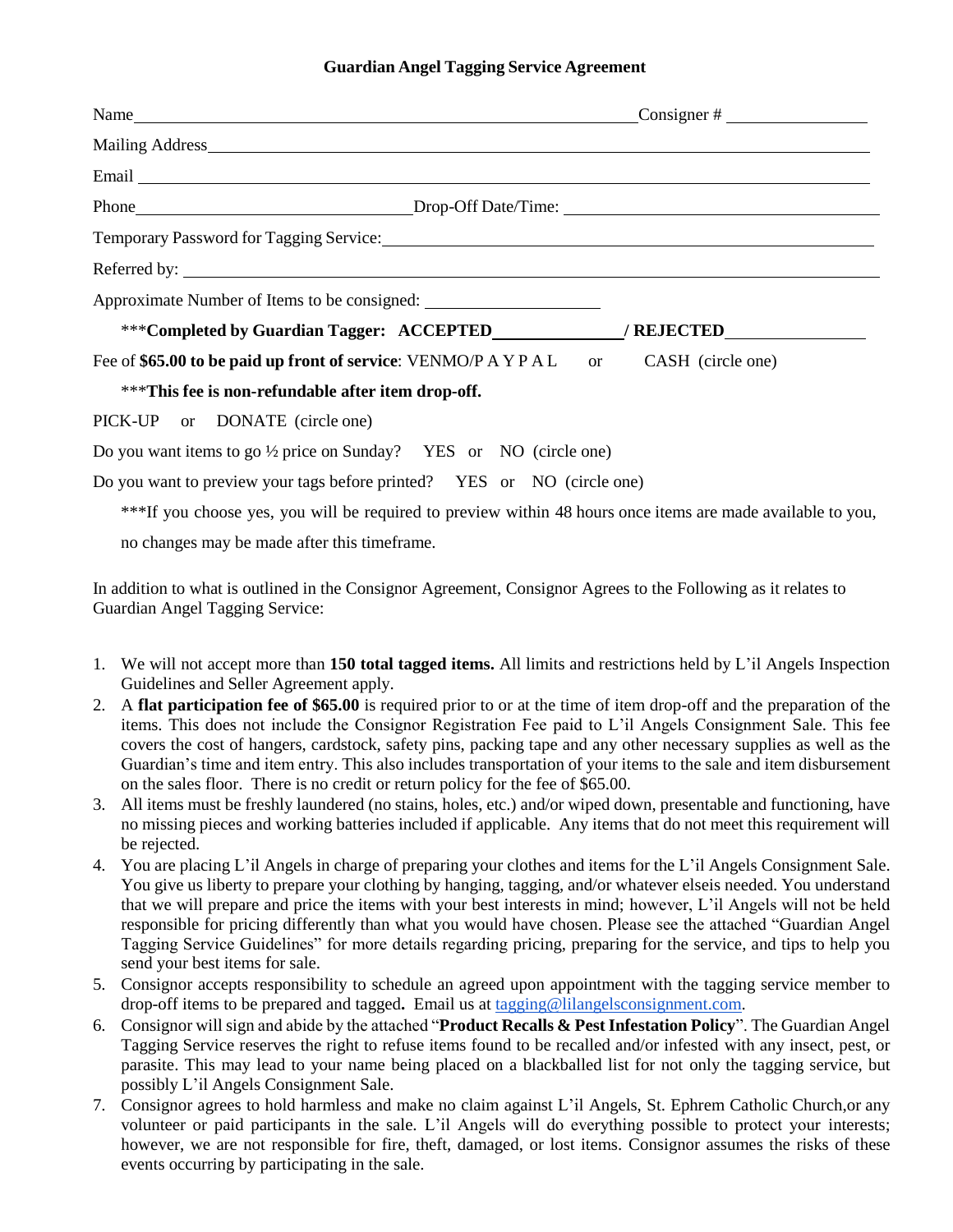## Guardian Angel Tagging Service Agreement

Name\_\_\_\_\_\_\_\_\_\_\_\_\_\_\_\_\_\_\_\_\_\_\_\_\_\_\_\_\_\_\_\_\_\_\_\_\_\_\_\_\_\_\_\_ Consigner # \_\_\_\_\_\_\_\_\_\_\_\_\_\_\_\_

Mailing Address\_\_\_\_\_\_\_\_\_\_\_\_\_\_\_\_\_\_\_\_\_\_\_\_\_\_\_\_\_\_\_\_\_\_\_\_\_\_\_\_\_\_\_\_\_\_\_\_\_\_\_\_\_\_\_\_\_\_\_\_\_\_

Email \_\_\_\_\_\_\_\_\_\_\_\_\_\_\_\_\_\_\_\_\_\_\_\_\_\_\_\_\_\_\_\_\_\_\_\_\_\_\_\_\_\_\_\_\_\_\_\_\_\_\_\_\_\_\_\_\_\_\_\_\_\_\_\_\_\_\_\_\_\_

Phone\_\_\_\_\_\_\_\_\_\_\_\_\_\_\_\_\_\_\_\_\_\_\_\_\_\_\_\_\_\_\_\_ Drop-Off Date/Time: \_\_\_\_\_\_\_\_\_\_\_\_\_\_\_\_\_\_\_\_\_\_\_\_\_\_\_\_\_\_\_\_\_\_\_\_

Temporary Password for Tagging Service:\_\_\_\_\_\_\_\_\_\_\_\_\_\_\_\_\_\_\_\_\_\_\_\_\_\_\_\_\_\_\_\_\_\_\_\_\_\_\_\_\_\_\_\_\_\_\_\_\_\_

Referred by: \_\_\_\_\_\_\_\_\_\_\_\_\_\_\_\_\_\_\_\_\_\_\_\_\_\_\_\_\_\_\_\_\_\_\_\_\_\_\_\_\_\_\_\_\_\_\_\_\_\_\_\_\_\_\_\_\_\_\_\_\_\_\_\_\_\_

Approximate Number of Items to be consigned: \_\_\_\_\_\_\_\_\_\_\_\_\_\_\_\_\_\_\_\_

\*\*\***Completed by Guardian Tagger: ACCEPTED\_\_\_\_\_\_\_\_\_\_\_\_\_\_\_ / REJECTED\_\_\_\_\_\_\_\_\_\_\_\_\_\_\_\_**

Fee of **$65.00 to be paid up front of service**: VENMO/P A Y P A L or CASH (circle one)

\*\*\***This fee is non-refundable after item drop-off.**

PICK-UP or DONATE (circle one)

Do you want items to go ½ price on Sunday? YES or NO (circle one)

Do you want to preview your tags before printed? YES or NO (circle one)

\*\*\*If you choose yes, you will be required to preview within 48 hours once items are made available to you, no changes may be made after this timeframe.

In addition to what is outlined in the Consignor Agreement, Consignor Agrees to the Following as it relates to Guardian Angel Tagging Service:

1. We will not accept more than **150 total tagged items.** All limits and restrictions held by L'il Angels Inspection Guidelines and Seller Agreement apply.
2. A **flat participation fee of $65.00** is required prior to or at the time of item drop-off and the preparation of the items. This does not include the Consignor Registration Fee paid to L'il Angels Consignment Sale. This fee covers the cost of hangers, cardstock, safety pins, packing tape and any other necessary supplies as well as the Guardian's time and item entry. This also includes transportation of your items to the sale and item disbursement on the sales floor. There is no credit or return policy for the fee of $65.00.
3. All items must be freshly laundered (no stains, holes, etc.) and/or wiped down, presentable and functioning, have no missing pieces and working batteries included if applicable. Any items that do not meet this requirement will be rejected.
4. You are placing L'il Angels in charge of preparing your clothes and items for the L'il Angels Consignment Sale. You give us liberty to prepare your clothing by hanging, tagging, and/or whatever elseis needed. You understand that we will prepare and price the items with your best interests in mind; however, L'il Angels will not be held responsible for pricing differently than what you would have chosen. Please see the attached "Guardian Angel Tagging Service Guidelines" for more details regarding pricing, preparing for the service, and tips to help you send your best items for sale.
5. Consignor accepts responsibility to schedule an agreed upon appointment with the tagging service member to drop-off items to be prepared and tagged**.** Email us at tagging@lilangelsconsignment.com.
6. Consignor will sign and abide by the attached "**Product Recalls & Pest Infestation Policy**". The Guardian Angel Tagging Service reserves the right to refuse items found to be recalled and/or infested with any insect, pest, or parasite. This may lead to your name being placed on a blackballed list for not only the tagging service, but possibly L'il Angels Consignment Sale.
7. Consignor agrees to hold harmless and make no claim against L'il Angels, St. Ephrem Catholic Church,or any volunteer or paid participants in the sale. L'il Angels will do everything possible to protect your interests; however, we are not responsible for fire, theft, damaged, or lost items. Consignor assumes the risks of these events occurring by participating in the sale.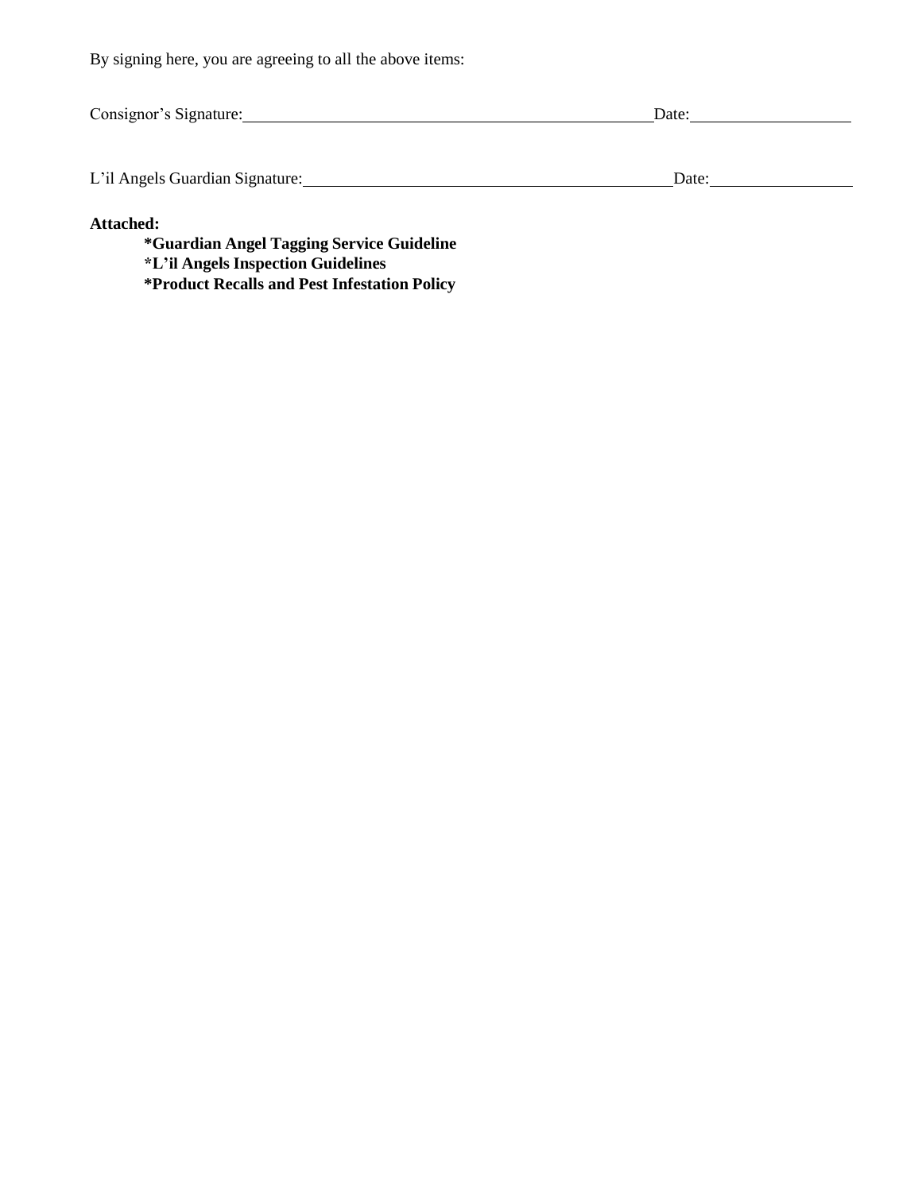By signing here, you are agreeing to all the above items:

Consignor's Signature:\_\_\_\_\_\_\_\_\_\_\_\_\_\_\_\_\_\_\_\_\_\_\_\_\_\_\_\_\_\_\_\_\_\_\_\_\_\_\_\_\_\_\_\_\_\_\_\_Date:\_\_\_\_\_\_\_\_\_\_\_\_\_\_\_\_\_\_\_\_

L'il Angels Guardian Signature:\_\_\_\_\_\_\_\_\_\_\_\_\_\_\_\_\_\_\_\_\_\_\_\_\_\_\_\_\_\_\_\_\_\_\_\_\_\_\_\_\_\_\_\_Date:\_\_\_\_\_\_\_\_\_\_\_\_\_\_\_\_\_\_

**Attached:**

**\*Guardian Angel Tagging Service Guideline**
**\*L'il Angels Inspection Guidelines**
**\*Product Recalls and Pest Infestation Policy**